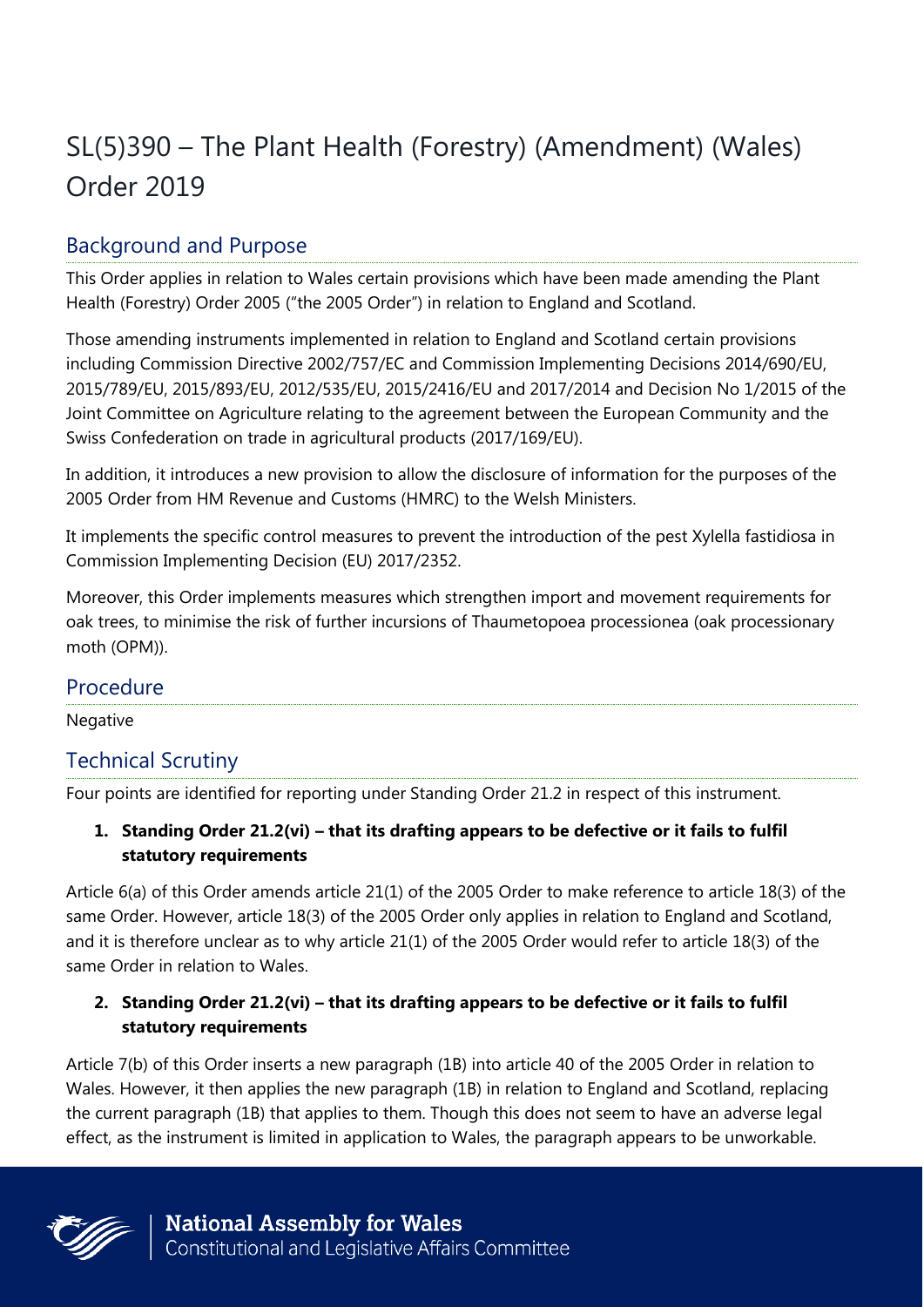# SL(5)390 – The Plant Health (Forestry) (Amendment) (Wales) Order 2019

## Background and Purpose

This Order applies in relation to Wales certain provisions which have been made amending the Plant Health (Forestry) Order 2005 ("the 2005 Order") in relation to England and Scotland.

Those amending instruments implemented in relation to England and Scotland certain provisions including Commission Directive 2002/757/EC and Commission Implementing Decisions 2014/690/EU, 2015/789/EU, 2015/893/EU, 2012/535/EU, 2015/2416/EU and 2017/2014 and Decision No 1/2015 of the Joint Committee on Agriculture relating to the agreement between the European Community and the Swiss Confederation on trade in agricultural products (2017/169/EU).

In addition, it introduces a new provision to allow the disclosure of information for the purposes of the 2005 Order from HM Revenue and Customs (HMRC) to the Welsh Ministers.

It implements the specific control measures to prevent the introduction of the pest Xylella fastidiosa in Commission Implementing Decision (EU) 2017/2352.

Moreover, this Order implements measures which strengthen import and movement requirements for oak trees, to minimise the risk of further incursions of Thaumetopoea processionea (oak processionary moth (OPM)).

## Procedure

Negative

## Technical Scrutiny

Four points are identified for reporting under Standing Order 21.2 in respect of this instrument.

**1. Standing Order 21.2(vi) – that its drafting appears to be defective or it fails to fulfil statutory requirements**

Article 6(a) of this Order amends article 21(1) of the 2005 Order to make reference to article 18(3) of the same Order. However, article 18(3) of the 2005 Order only applies in relation to England and Scotland, and it is therefore unclear as to why article 21(1) of the 2005 Order would refer to article 18(3) of the same Order in relation to Wales.

**2. Standing Order 21.2(vi) – that its drafting appears to be defective or it fails to fulfil statutory requirements**

Article 7(b) of this Order inserts a new paragraph (1B) into article 40 of the 2005 Order in relation to Wales. However, it then applies the new paragraph (1B) in relation to England and Scotland, replacing the current paragraph (1B) that applies to them. Though this does not seem to have an adverse legal effect, as the instrument is limited in application to Wales, the paragraph appears to be unworkable.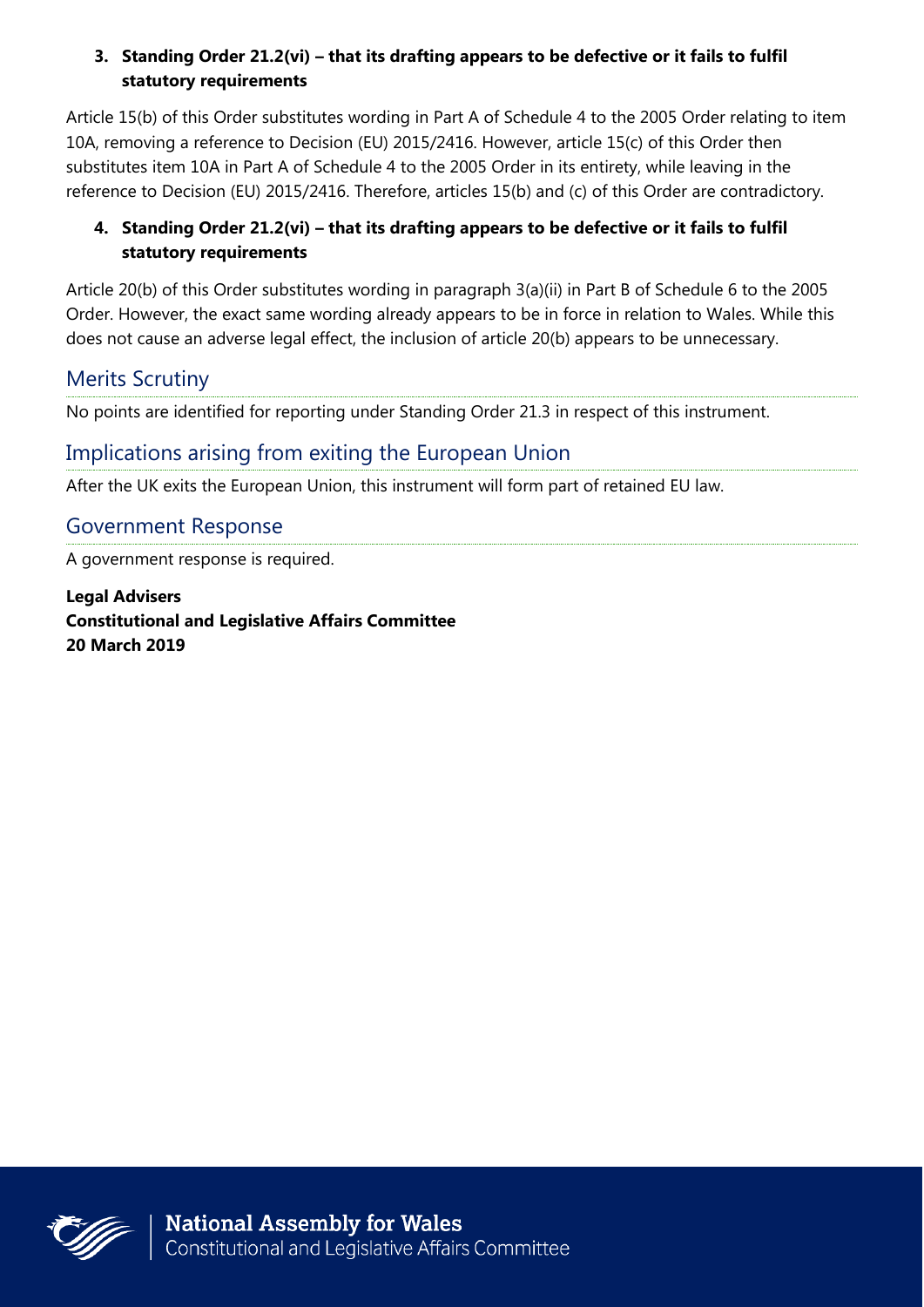**3. Standing Order 21.2(vi) – that its drafting appears to be defective or it fails to fulfil statutory requirements**

Article 15(b) of this Order substitutes wording in Part A of Schedule 4 to the 2005 Order relating to item 10A, removing a reference to Decision (EU) 2015/2416. However, article 15(c) of this Order then substitutes item 10A in Part A of Schedule 4 to the 2005 Order in its entirety, while leaving in the reference to Decision (EU) 2015/2416. Therefore, articles 15(b) and (c) of this Order are contradictory.

**4. Standing Order 21.2(vi) – that its drafting appears to be defective or it fails to fulfil statutory requirements**

Article 20(b) of this Order substitutes wording in paragraph 3(a)(ii) in Part B of Schedule 6 to the 2005 Order. However, the exact same wording already appears to be in force in relation to Wales. While this does not cause an adverse legal effect, the inclusion of article 20(b) appears to be unnecessary.

## Merits Scrutiny

No points are identified for reporting under Standing Order 21.3 in respect of this instrument.

## Implications arising from exiting the European Union

After the UK exits the European Union, this instrument will form part of retained EU law.

## Government Response

A government response is required.

**Legal Advisers**
**Constitutional and Legislative Affairs Committee**
**20 March 2019**